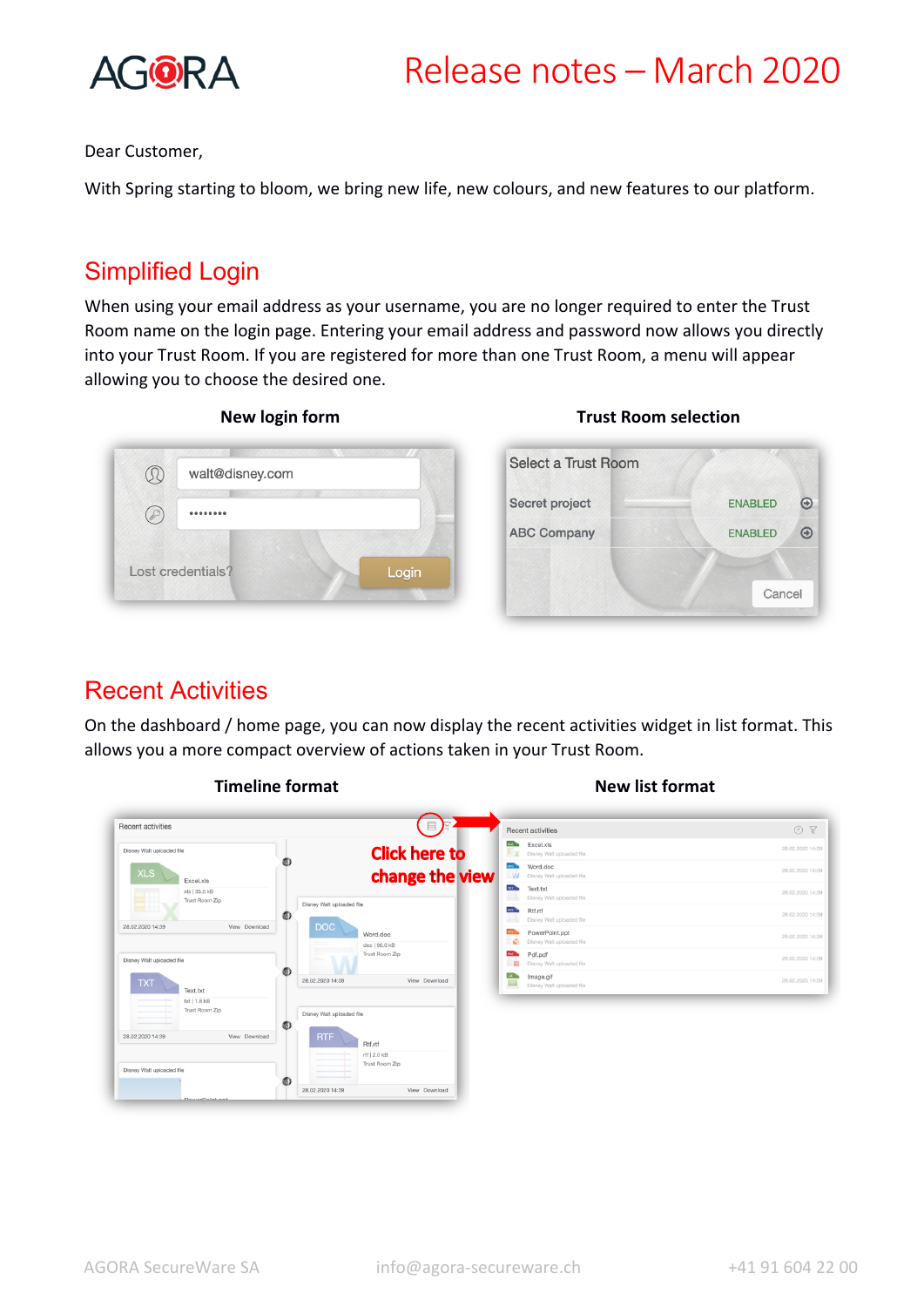# Release notes – March 2020

Dear Customer,

With Spring starting to bloom, we bring new life, new colours, and new features to our platform.

## Simplified Login

When using your email address as your username, you are no longer required to enter the Trust Room name on the login page. Entering your email address and password now allows you directly into your Trust Room. If you are registered for more than one Trust Room, a menu will appear allowing you to choose the desired one.

**New login form**

**Trust Room selection**

## Recent Activities

On the dashboard / home page, you can now display the recent activities widget in list format. This allows you a more compact overview of actions taken in your Trust Room.

**Timeline format**

**New list format**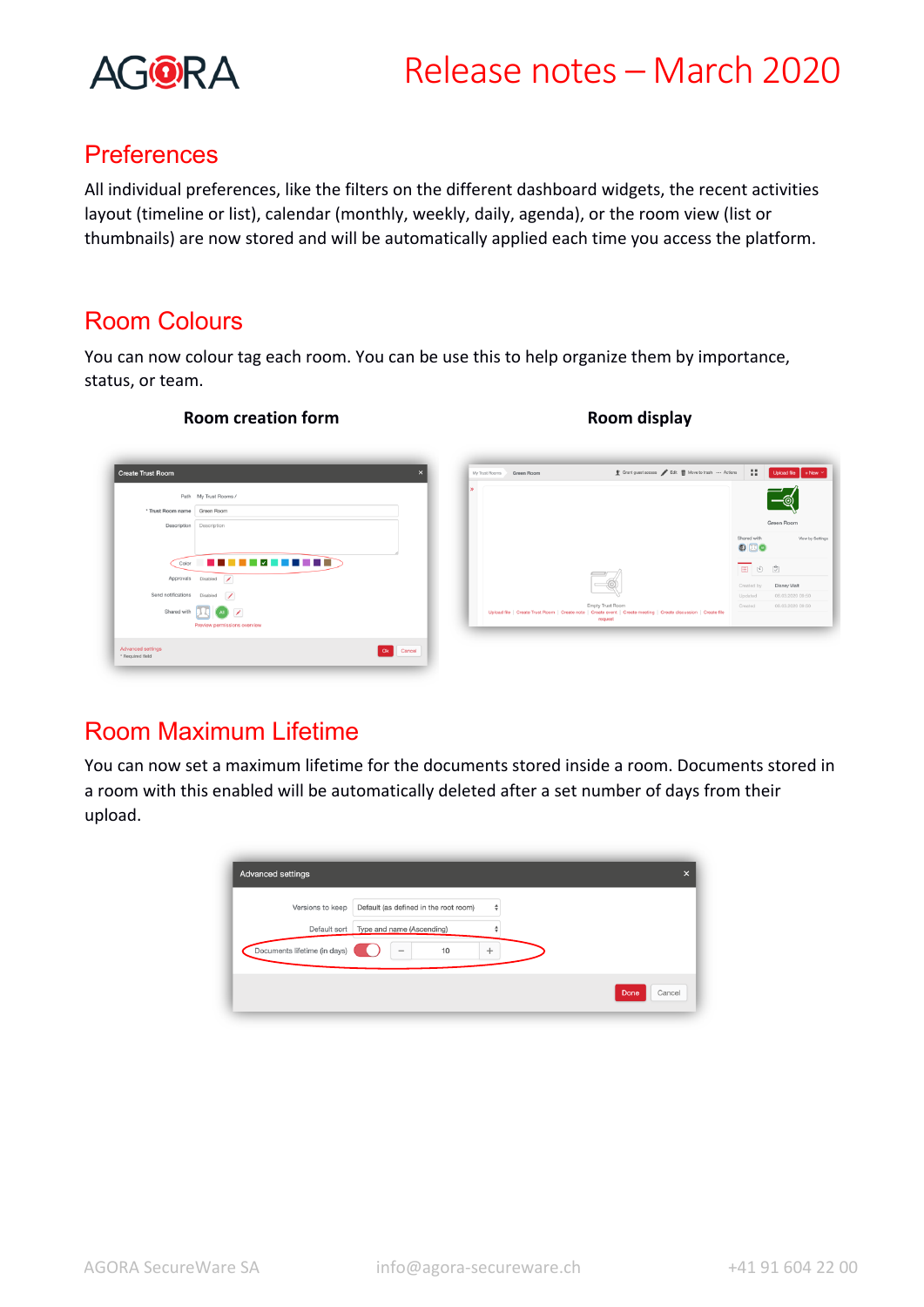## Preferences

All individual preferences, like the filters on the different dashboard widgets, the recent activities layout (timeline or list), calendar (monthly, weekly, daily, agenda), or the room view (list or thumbnails) are now stored and will be automatically applied each time you access the platform.

## Room Colours

You can now colour tag each room. You can be use this to help organize them by importance, status, or team.

**Room creation form** **Room display**

## Room Maximum Lifetime

You can now set a maximum lifetime for the documents stored inside a room. Documents stored in a room with this enabled will be automatically deleted after a set number of days from their upload.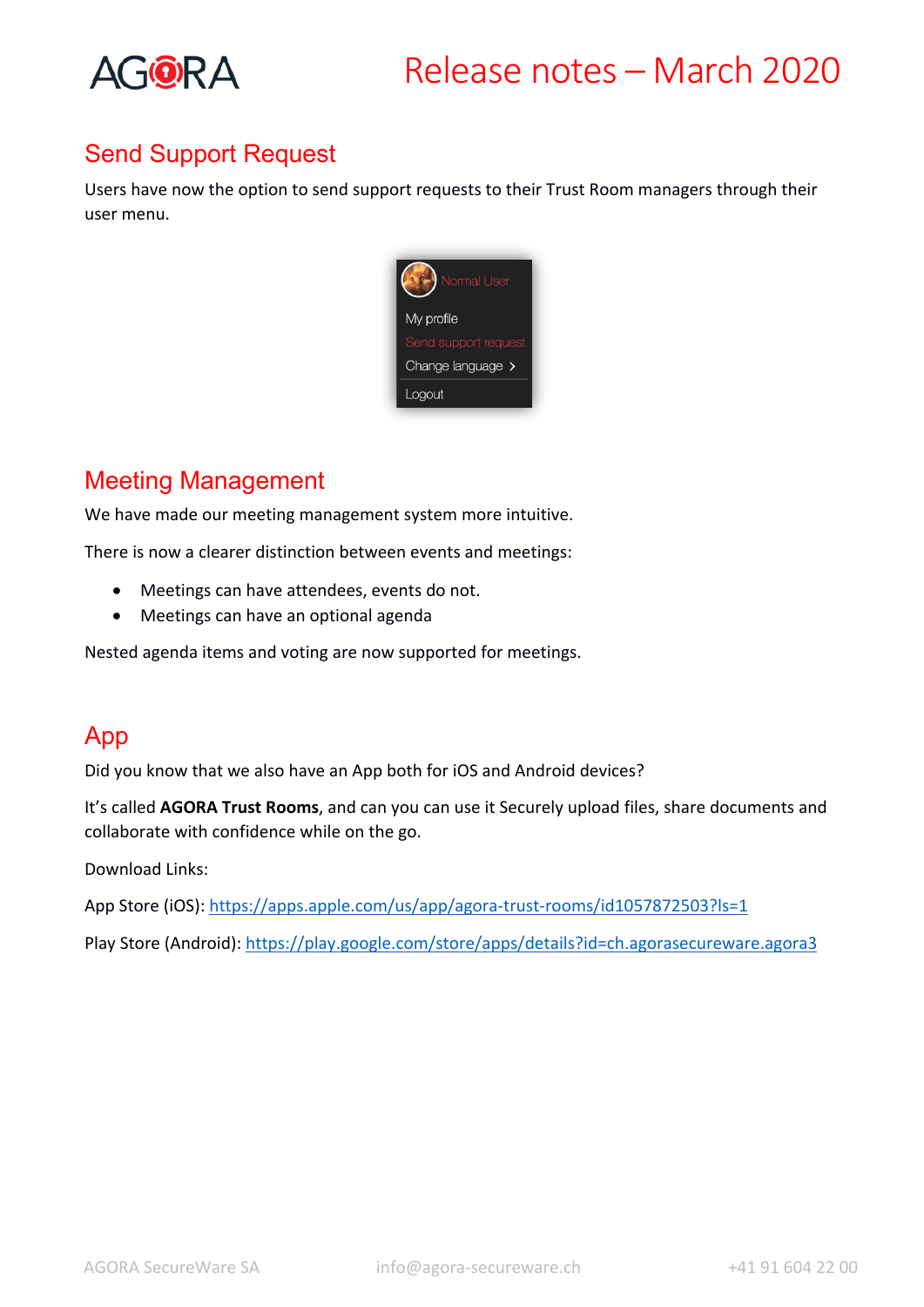# Release notes – March 2020

## Send Support Request

Users have now the option to send support requests to their Trust Room managers through their user menu.

## Meeting Management

We have made our meeting management system more intuitive.

There is now a clearer distinction between events and meetings:

- Meetings can have attendees, events do not.
- Meetings can have an optional agenda

Nested agenda items and voting are now supported for meetings.

## App

Did you know that we also have an App both for iOS and Android devices?

It's called **AGORA Trust Rooms**, and can you can use it Securely upload files, share documents and collaborate with confidence while on the go.

Download Links:

App Store (iOS): https://apps.apple.com/us/app/agora-trust-rooms/id1057872503?ls=1

Play Store (Android): https://play.google.com/store/apps/details?id=ch.agorasecureware.agora3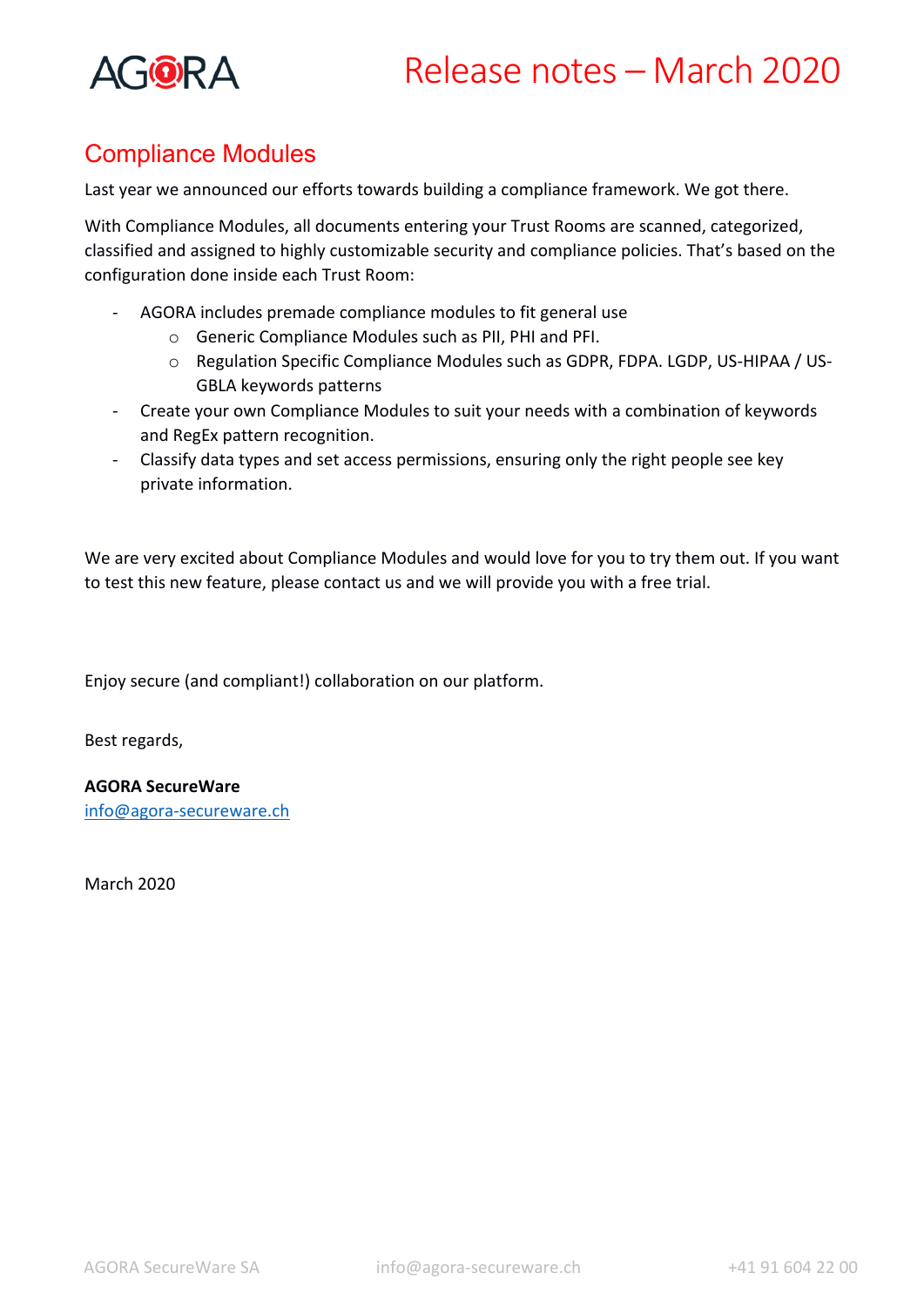# Release notes – March 2020

## Compliance Modules

Last year we announced our efforts towards building a compliance framework. We got there.

With Compliance Modules, all documents entering your Trust Rooms are scanned, categorized, classified and assigned to highly customizable security and compliance policies. That's based on the configuration done inside each Trust Room:

- AGORA includes premade compliance modules to fit general use
  - Generic Compliance Modules such as PII, PHI and PFI.
  - Regulation Specific Compliance Modules such as GDPR, FDPA. LGDP, US-HIPAA / US-GBLA keywords patterns
- Create your own Compliance Modules to suit your needs with a combination of keywords and RegEx pattern recognition.
- Classify data types and set access permissions, ensuring only the right people see key private information.

We are very excited about Compliance Modules and would love for you to try them out. If you want to test this new feature, please contact us and we will provide you with a free trial.

Enjoy secure (and compliant!) collaboration on our platform.

Best regards,

**AGORA SecureWare**
info@agora-secureware.ch

March 2020